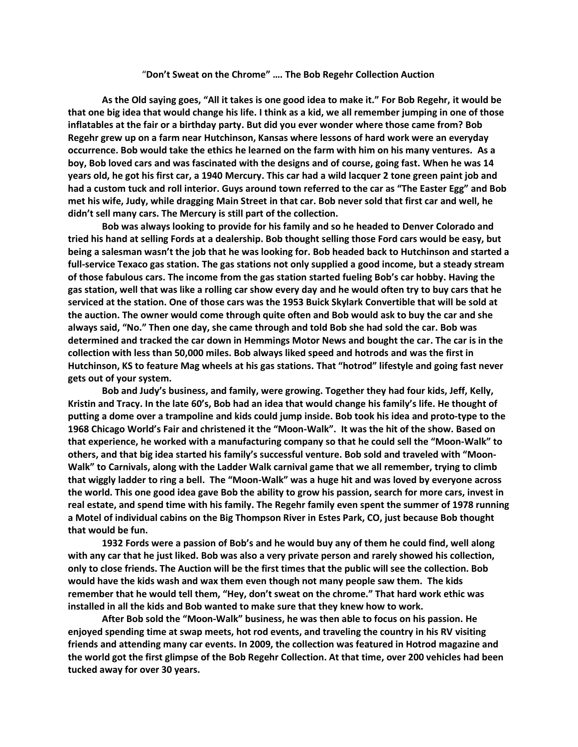# "Don't Sweat on the Chrome" …. The Bob Regehr Collection Auction

**As the Old saying goes, "All it takes is one good idea to make it." For Bob Regehr, it would be that one big idea that would change his life. I think as a kid, we all remember jumping in one of those inflatables at the fair or a birthday party. But did you ever wonder where those came from? Bob Regehr grew up on a farm near Hutchinson, Kansas where lessons of hard work were an everyday occurrence. Bob would take the ethics he learned on the farm with him on his many ventures. As a boy, Bob loved cars and was fascinated with the designs and of course, going fast. When he was 14 years old, he got his first car, a 1940 Mercury. This car had a wild lacquer 2 tone green paint job and had a custom tuck and roll interior. Guys around town referred to the car as "The Easter Egg" and Bob met his wife, Judy, while dragging Main Street in that car. Bob never sold that first car and well, he didn't sell many cars. The Mercury is still part of the collection.**

**Bob was always looking to provide for his family and so he headed to Denver Colorado and tried his hand at selling Fords at a dealership. Bob thought selling those Ford cars would be easy, but being a salesman wasn't the job that he was looking for. Bob headed back to Hutchinson and started a full-service Texaco gas station. The gas stations not only supplied a good income, but a steady stream of those fabulous cars. The income from the gas station started fueling Bob's car hobby. Having the gas station, well that was like a rolling car show every day and he would often try to buy cars that he serviced at the station. One of those cars was the 1953 Buick Skylark Convertible that will be sold at the auction. The owner would come through quite often and Bob would ask to buy the car and she always said, "No." Then one day, she came through and told Bob she had sold the car. Bob was determined and tracked the car down in Hemmings Motor News and bought the car. The car is in the collection with less than 50,000 miles. Bob always liked speed and hotrods and was the first in Hutchinson, KS to feature Mag wheels at his gas stations. That "hotrod" lifestyle and going fast never gets out of your system.**

**Bob and Judy's business, and family, were growing. Together they had four kids, Jeff, Kelly, Kristin and Tracy. In the late 60's, Bob had an idea that would change his family's life. He thought of putting a dome over a trampoline and kids could jump inside. Bob took his idea and proto-type to the 1968 Chicago World's Fair and christened it the "Moon-Walk". It was the hit of the show. Based on that experience, he worked with a manufacturing company so that he could sell the "Moon-Walk" to others, and that big idea started his family's successful venture. Bob sold and traveled with "Moon-Walk" to Carnivals, along with the Ladder Walk carnival game that we all remember, trying to climb that wiggly ladder to ring a bell. The "Moon-Walk" was a huge hit and was loved by everyone across the world. This one good idea gave Bob the ability to grow his passion, search for more cars, invest in real estate, and spend time with his family. The Regehr family even spent the summer of 1978 running a Motel of individual cabins on the Big Thompson River in Estes Park, CO, just because Bob thought that would be fun.**

**1932 Fords were a passion of Bob's and he would buy any of them he could find, well along with any car that he just liked. Bob was also a very private person and rarely showed his collection, only to close friends. The Auction will be the first times that the public will see the collection. Bob would have the kids wash and wax them even though not many people saw them. The kids remember that he would tell them, "Hey, don't sweat on the chrome." That hard work ethic was installed in all the kids and Bob wanted to make sure that they knew how to work.**

**After Bob sold the "Moon-Walk" business, he was then able to focus on his passion. He enjoyed spending time at swap meets, hot rod events, and traveling the country in his RV visiting friends and attending many car events. In 2009, the collection was featured in Hotrod magazine and the world got the first glimpse of the Bob Regehr Collection. At that time, over 200 vehicles had been tucked away for over 30 years.**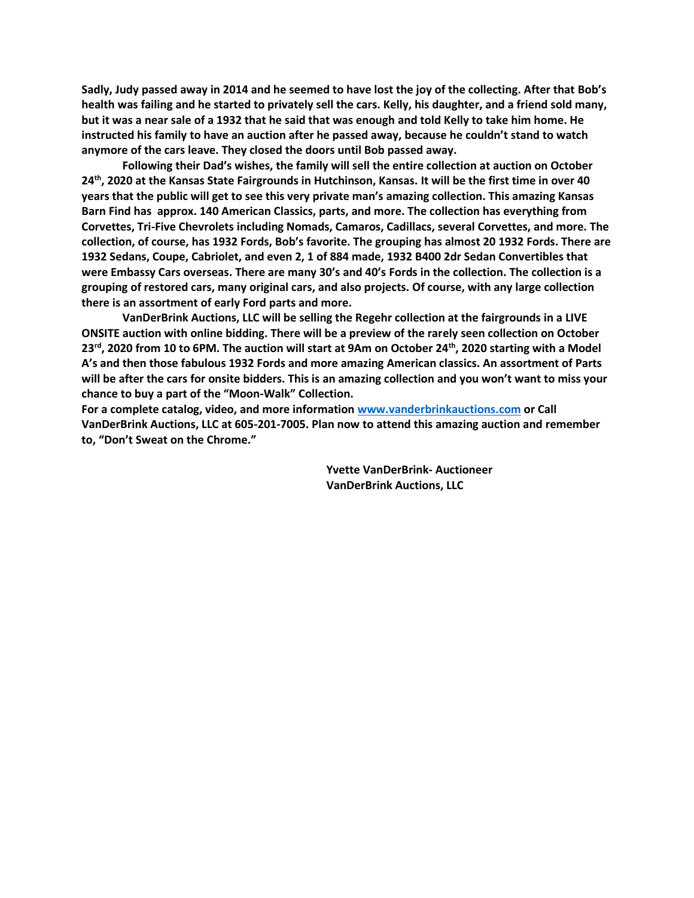**Sadly, Judy passed away in 2014 and he seemed to have lost the joy of the collecting. After that Bob's health was failing and he started to privately sell the cars. Kelly, his daughter, and a friend sold many, but it was a near sale of a 1932 that he said that was enough and told Kelly to take him home. He instructed his family to have an auction after he passed away, because he couldn't stand to watch anymore of the cars leave. They closed the doors until Bob passed away.**

**Following their Dad's wishes, the family will sell the entire collection at auction on October 24th, 2020 at the Kansas State Fairgrounds in Hutchinson, Kansas. It will be the first time in over 40 years that the public will get to see this very private man's amazing collection. This amazing Kansas Barn Find has approx. 140 American Classics, parts, and more. The collection has everything from Corvettes, Tri-Five Chevrolets including Nomads, Camaros, Cadillacs, several Corvettes, and more. The collection, of course, has 1932 Fords, Bob's favorite. The grouping has almost 20 1932 Fords. There are 1932 Sedans, Coupe, Cabriolet, and even 2, 1 of 884 made, 1932 B400 2dr Sedan Convertibles that were Embassy Cars overseas. There are many 30's and 40's Fords in the collection. The collection is a grouping of restored cars, many original cars, and also projects. Of course, with any large collection there is an assortment of early Ford parts and more.**

**VanDerBrink Auctions, LLC will be selling the Regehr collection at the fairgrounds in a LIVE ONSITE auction with online bidding. There will be a preview of the rarely seen collection on October 23rd, 2020 from 10 to 6PM. The auction will start at 9Am on October 24th, 2020 starting with a Model A's and then those fabulous 1932 Fords and more amazing American classics. An assortment of Parts will be after the cars for onsite bidders. This is an amazing collection and you won't want to miss your chance to buy a part of the "Moon-Walk" Collection.**

**For a complete catalog, video, and more information [www.vanderbrinkauctions.com](http://www.vanderbrinkauctions.com) or Call VanDerBrink Auctions, LLC at 605-201-7005. Plan now to attend this amazing auction and remember to, "Don't Sweat on the Chrome."**

**Yvette VanDerBrink- Auctioneer**
**VanDerBrink Auctions, LLC**